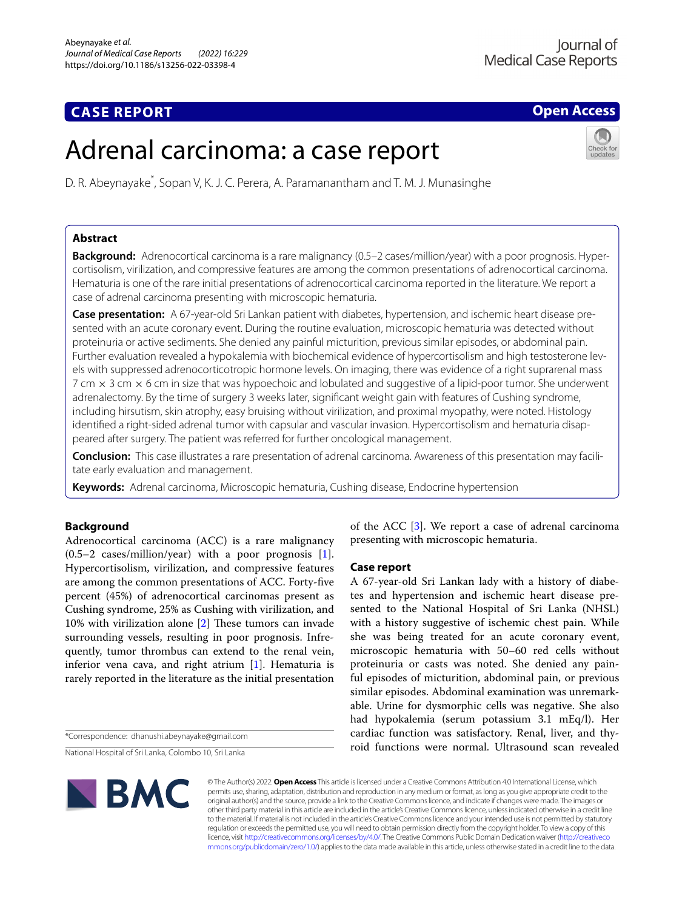CASE REPORT

Open Access

# Adrenal carcinoma: a case report

D. R. Abeynayake*, Sopan V, K. J. C. Perera, A. Paramanantham and T. M. J. Munasinghe

## Abstract

**Background:** Adrenocortical carcinoma is a rare malignancy (0.5–2 cases/million/year) with a poor prognosis. Hypercortisolism, virilization, and compressive features are among the common presentations of adrenocortical carcinoma. Hematuria is one of the rare initial presentations of adrenocortical carcinoma reported in the literature. We report a case of adrenal carcinoma presenting with microscopic hematuria.

**Case presentation:** A 67-year-old Sri Lankan patient with diabetes, hypertension, and ischemic heart disease presented with an acute coronary event. During the routine evaluation, microscopic hematuria was detected without proteinuria or active sediments. She denied any painful micturition, previous similar episodes, or abdominal pain. Further evaluation revealed a hypokalemia with biochemical evidence of hypercortisolism and high testosterone levels with suppressed adrenocorticotropic hormone levels. On imaging, there was evidence of a right suprarenal mass 7 cm × 3 cm × 6 cm in size that was hypoechoic and lobulated and suggestive of a lipid-poor tumor. She underwent adrenalectomy. By the time of surgery 3 weeks later, significant weight gain with features of Cushing syndrome, including hirsutism, skin atrophy, easy bruising without virilization, and proximal myopathy, were noted. Histology identified a right-sided adrenal tumor with capsular and vascular invasion. Hypercortisolism and hematuria disappeared after surgery. The patient was referred for further oncological management.

**Conclusion:** This case illustrates a rare presentation of adrenal carcinoma. Awareness of this presentation may facilitate early evaluation and management.

**Keywords:** Adrenal carcinoma, Microscopic hematuria, Cushing disease, Endocrine hypertension

## Background

Adrenocortical carcinoma (ACC) is a rare malignancy (0.5–2 cases/million/year) with a poor prognosis [1]. Hypercortisolism, virilization, and compressive features are among the common presentations of ACC. Forty-five percent (45%) of adrenocortical carcinomas present as Cushing syndrome, 25% as Cushing with virilization, and 10% with virilization alone [2] These tumors can invade surrounding vessels, resulting in poor prognosis. Infrequently, tumor thrombus can extend to the renal vein, inferior vena cava, and right atrium [1]. Hematuria is rarely reported in the literature as the initial presentation of the ACC [3]. We report a case of adrenal carcinoma presenting with microscopic hematuria.

## Case report

A 67-year-old Sri Lankan lady with a history of diabetes and hypertension and ischemic heart disease presented to the National Hospital of Sri Lanka (NHSL) with a history suggestive of ischemic chest pain. While she was being treated for an acute coronary event, microscopic hematuria with 50–60 red cells without proteinuria or casts was noted. She denied any painful episodes of micturition, abdominal pain, or previous similar episodes. Abdominal examination was unremarkable. Urine for dysmorphic cells was negative. She also had hypokalemia (serum potassium 3.1 mEq/l). Her cardiac function was satisfactory. Renal, liver, and thyroid functions were normal. Ultrasound scan revealed

*Correspondence: dhanushi.abeynayake@gmail.com

National Hospital of Sri Lanka, Colombo 10, Sri Lanka

© The Author(s) 2022. **Open Access** This article is licensed under a Creative Commons Attribution 4.0 International License, which permits use, sharing, adaptation, distribution and reproduction in any medium or format, as long as you give appropriate credit to the original author(s) and the source, provide a link to the Creative Commons licence, and indicate if changes were made. The images or other third party material in this article are included in the article's Creative Commons licence, unless indicated otherwise in a credit line to the material. If material is not included in the article's Creative Commons licence and your intended use is not permitted by statutory regulation or exceeds the permitted use, you will need to obtain permission directly from the copyright holder. To view a copy of this licence, visit http://creativecommons.org/licenses/by/4.0/. The Creative Commons Public Domain Dedication waiver (http://creativecommons.org/publicdomain/zero/1.0/) applies to the data made available in this article, unless otherwise stated in a credit line to the data.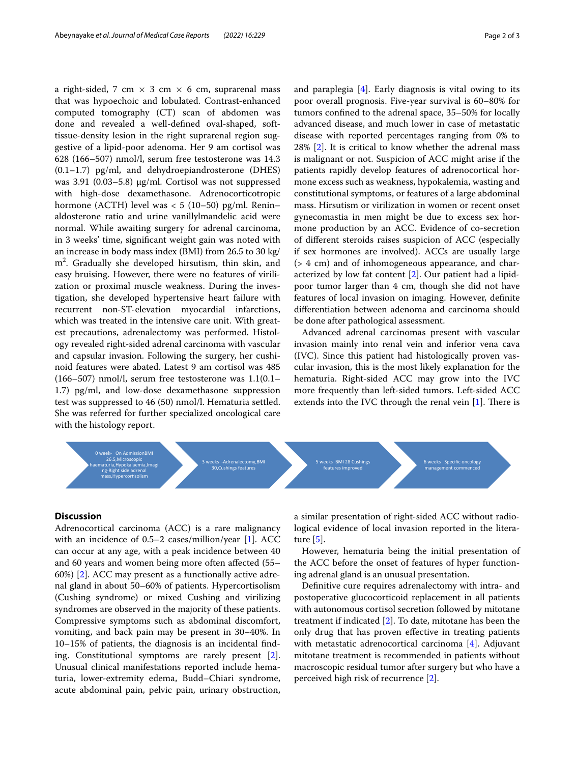a right-sided, 7 cm × 3 cm × 6 cm, suprarenal mass that was hypoechoic and lobulated. Contrast-enhanced computed tomography (CT) scan of abdomen was done and revealed a well-defined oval-shaped, soft-tissue-density lesion in the right suprarenal region suggestive of a lipid-poor adenoma. Her 9 am cortisol was 628 (166–507) nmol/l, serum free testosterone was 14.3 (0.1–1.7) pg/ml, and dehydroepiandrosterone (DHES) was 3.91 (0.03–5.8) μg/ml. Cortisol was not suppressed with high-dose dexamethasone. Adrenocorticotropic hormone (ACTH) level was < 5 (10–50) pg/ml. Renin–aldosterone ratio and urine vanillylmandelic acid were normal. While awaiting surgery for adrenal carcinoma, in 3 weeks' time, significant weight gain was noted with an increase in body mass index (BMI) from 26.5 to 30 kg/m$^2$. Gradually she developed hirsutism, thin skin, and easy bruising. However, there were no features of virilization or proximal muscle weakness. During the investigation, she developed hypertensive heart failure with recurrent non-ST-elevation myocardial infarctions, which was treated in the intensive care unit. With greatest precautions, adrenalectomy was performed. Histology revealed right-sided adrenal carcinoma with vascular and capsular invasion. Following the surgery, her cushinoid features were abated. Latest 9 am cortisol was 485 (166–507) nmol/l, serum free testosterone was 1.1(0.1–1.7) pg/ml, and low-dose dexamethasone suppression test was suppressed to 46 (50) nmol/l. Hematuria settled. She was referred for further specialized oncological care with the histology report.

0 week- On AdmissionBMI 26.5,Microscopic haematuria,Hypokalaemia,Imaging-Right side adrenal mass,Hypercortisolism → 3 weeks -Adrenalectomy,BMI 30,Cushings features → 5 weeks BMI 28 Cushings features improved → 6 weeks Specific oncology management commenced

## Discussion

Adrenocortical carcinoma (ACC) is a rare malignancy with an incidence of 0.5–2 cases/million/year [1]. ACC can occur at any age, with a peak incidence between 40 and 60 years and women being more often affected (55–60%) [2]. ACC may present as a functionally active adrenal gland in about 50–60% of patients. Hypercortisolism (Cushing syndrome) or mixed Cushing and virilizing syndromes are observed in the majority of these patients. Compressive symptoms such as abdominal discomfort, vomiting, and back pain may be present in 30–40%. In 10–15% of patients, the diagnosis is an incidental finding. Constitutional symptoms are rarely present [2]. Unusual clinical manifestations reported include hematuria, lower-extremity edema, Budd–Chiari syndrome, acute abdominal pain, pelvic pain, urinary obstruction, and paraplegia [4]. Early diagnosis is vital owing to its poor overall prognosis. Five-year survival is 60–80% for tumors confined to the adrenal space, 35–50% for locally advanced disease, and much lower in case of metastatic disease with reported percentages ranging from 0% to 28% [2]. It is critical to know whether the adrenal mass is malignant or not. Suspicion of ACC might arise if the patients rapidly develop features of adrenocortical hormone excess such as weakness, hypokalemia, wasting and constitutional symptoms, or features of a large abdominal mass. Hirsutism or virilization in women or recent onset gynecomastia in men might be due to excess sex hormone production by an ACC. Evidence of co-secretion of different steroids raises suspicion of ACC (especially if sex hormones are involved). ACCs are usually large (> 4 cm) and of inhomogeneous appearance, and characterized by low fat content [2]. Our patient had a lipid-poor tumor larger than 4 cm, though she did not have features of local invasion on imaging. However, definite differentiation between adenoma and carcinoma should be done after pathological assessment.

Advanced adrenal carcinomas present with vascular invasion mainly into renal vein and inferior vena cava (IVC). Since this patient had histologically proven vascular invasion, this is the most likely explanation for the hematuria. Right-sided ACC may grow into the IVC more frequently than left-sided tumors. Left-sided ACC extends into the IVC through the renal vein [1]. There is a similar presentation of right-sided ACC without radiological evidence of local invasion reported in the literature [5].

However, hematuria being the initial presentation of the ACC before the onset of features of hyper functioning adrenal gland is an unusual presentation.

Definitive cure requires adrenalectomy with intra- and postoperative glucocorticoid replacement in all patients with autonomous cortisol secretion followed by mitotane treatment if indicated [2]. To date, mitotane has been the only drug that has proven effective in treating patients with metastatic adrenocortical carcinoma [4]. Adjuvant mitotane treatment is recommended in patients without macroscopic residual tumor after surgery but who have a perceived high risk of recurrence [2].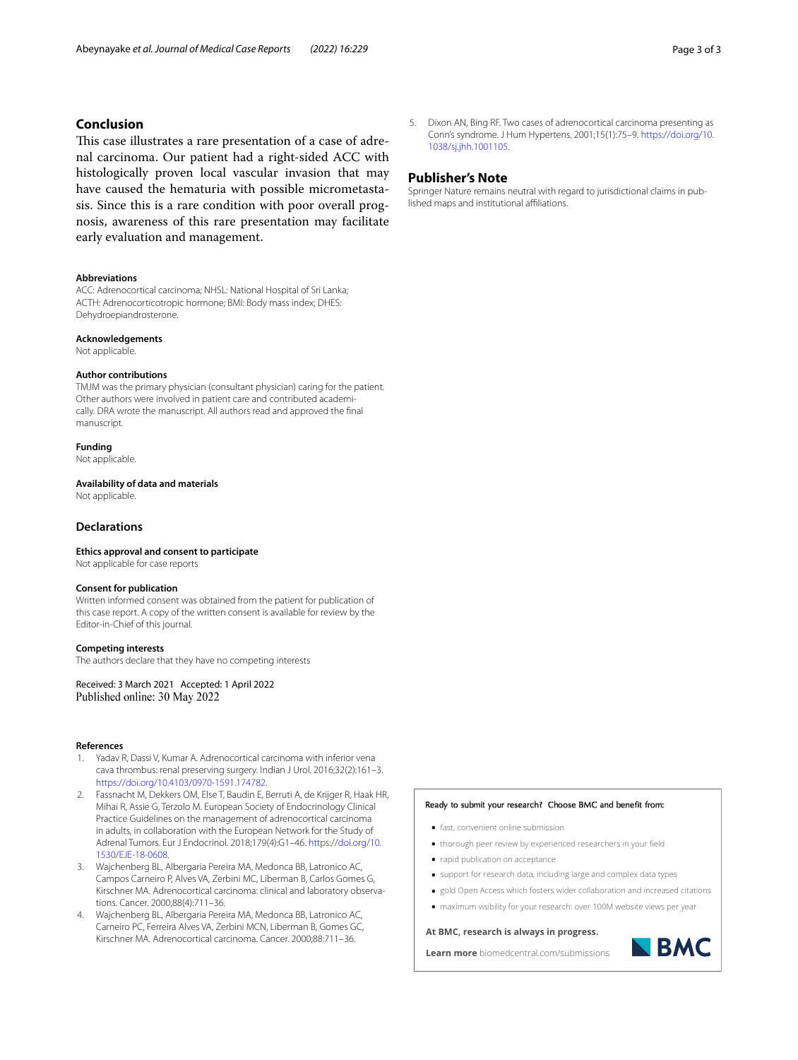## Conclusion

This case illustrates a rare presentation of a case of adrenal carcinoma. Our patient had a right-sided ACC with histologically proven local vascular invasion that may have caused the hematuria with possible micrometastasis. Since this is a rare condition with poor overall prognosis, awareness of this rare presentation may facilitate early evaluation and management.

#### Abbreviations
ACC: Adrenocortical carcinoma; NHSL: National Hospital of Sri Lanka; ACTH: Adrenocorticotropic hormone; BMI: Body mass index; DHES: Dehydroepiandrosterone.

#### Acknowledgements
Not applicable.

#### Author contributions
TMJM was the primary physician (consultant physician) caring for the patient. Other authors were involved in patient care and contributed academically. DRA wrote the manuscript. All authors read and approved the final manuscript.

#### Funding
Not applicable.

#### Availability of data and materials
Not applicable.

### Declarations

#### Ethics approval and consent to participate
Not applicable for case reports

#### Consent for publication
Written informed consent was obtained from the patient for publication of this case report. A copy of the written consent is available for review by the Editor-in-Chief of this journal.

#### Competing interests
The authors declare that they have no competing interests

Received: 3 March 2021 Accepted: 1 April 2022
Published online: 30 May 2022

#### References
1. Yadav R, Dassi V, Kumar A. Adrenocortical carcinoma with inferior vena cava thrombus: renal preserving surgery. Indian J Urol. 2016;32(2):161–3. https://doi.org/10.4103/0970-1591.174782.
2. Fassnacht M, Dekkers OM, Else T, Baudin E, Berruti A, de Krijger R, Haak HR, Mihai R, Assie G, Terzolo M. European Society of Endocrinology Clinical Practice Guidelines on the management of adrenocortical carcinoma in adults, in collaboration with the European Network for the Study of Adrenal Tumors. Eur J Endocrinol. 2018;179(4):G1–46. https://doi.org/10.1530/EJE-18-0608.
3. Wajchenberg BL, Albergaria Pereira MA, Medonca BB, Latronico AC, Campos Carneiro P, Alves VA, Zerbini MC, Liberman B, Carlos Gomes G, Kirschner MA. Adrenocortical carcinoma: clinical and laboratory observations. Cancer. 2000;88(4):711–36.
4. Wajchenberg BL, Albergaria Pereira MA, Medonca BB, Latronico AC, Carneiro PC, Ferreira Alves VA, Zerbini MCN, Liberman B, Gomes GC, Kirschner MA. Adrenocortical carcinoma. Cancer. 2000;88:711–36.
5. Dixon AN, Bing RF. Two cases of adrenocortical carcinoma presenting as Conn's syndrome. J Hum Hypertens. 2001;15(1):75–9. https://doi.org/10.1038/sj.jhh.1001105.

## Publisher's Note

Springer Nature remains neutral with regard to jurisdictional claims in published maps and institutional affiliations.

Ready to submit your research? Choose BMC and benefit from:

- fast, convenient online submission
- thorough peer review by experienced researchers in your field
- rapid publication on acceptance
- support for research data, including large and complex data types
- gold Open Access which fosters wider collaboration and increased citations
- maximum visibility for your research: over 100M website views per year

**At BMC, research is always in progress.**

**Learn more** biomedcentral.com/submissions